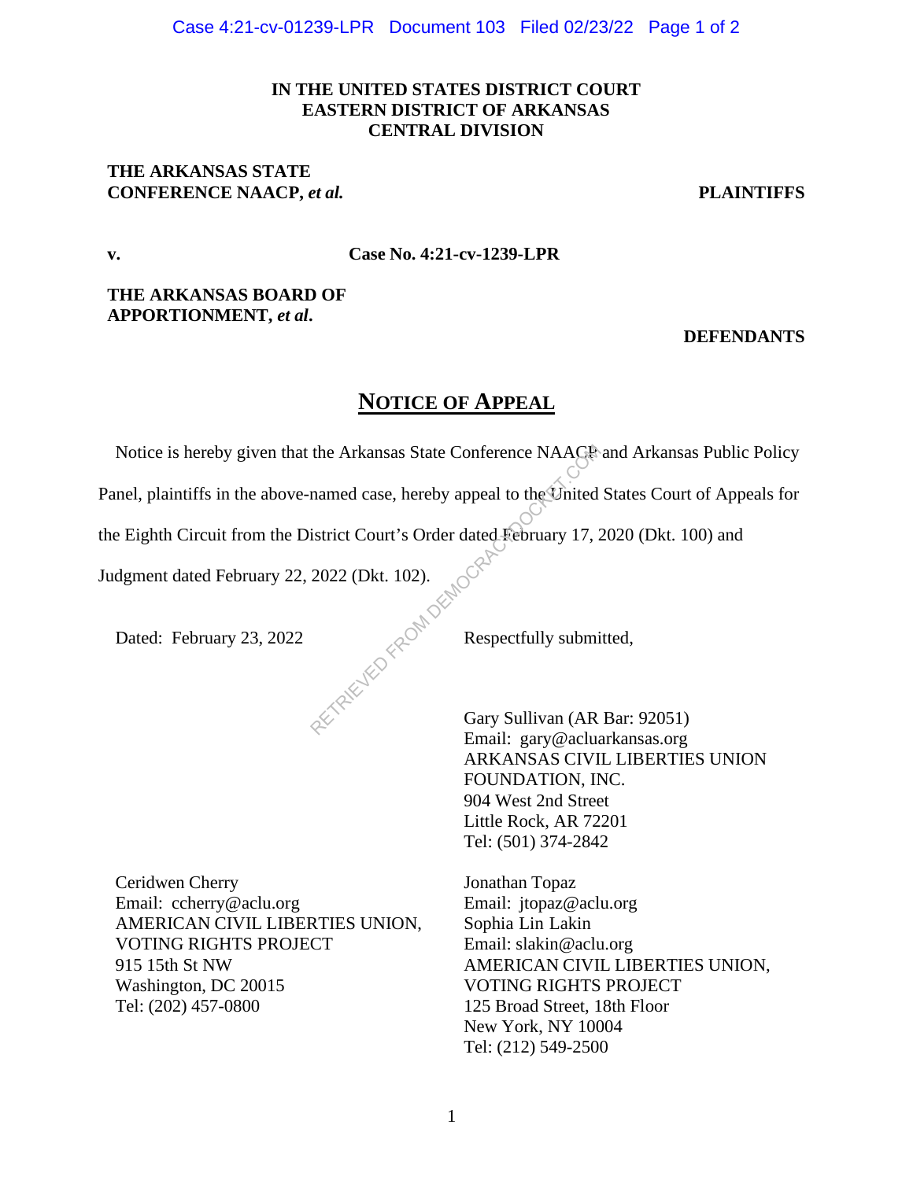**IN THE UNITED STATES DISTRICT COURT**
**EASTERN DISTRICT OF ARKANSAS**
**CENTRAL DIVISION**

**THE ARKANSAS STATE CONFERENCE NAACP, *et al.*** — **PLAINTIFFS**

**v.** — **Case No. 4:21-cv-1239-LPR**

**THE ARKANSAS BOARD OF APPORTIONMENT, *et al*.** — **DEFENDANTS**

# NOTICE OF APPEAL

Notice is hereby given that the Arkansas State Conference NAACP and Arkansas Public Policy Panel, plaintiffs in the above-named case, hereby appeal to the United States Court of Appeals for the Eighth Circuit from the District Court's Order dated February 17, 2020 (Dkt. 100) and Judgment dated February 22, 2022 (Dkt. 102).

Dated: February 23, 2022

Respectfully submitted,

Gary Sullivan (AR Bar: 92051)
Email: gary@acluarkansas.org
ARKANSAS CIVIL LIBERTIES UNION FOUNDATION, INC.
904 West 2nd Street
Little Rock, AR 72201
Tel: (501) 374-2842

Ceridwen Cherry
Email: ccherry@aclu.org
AMERICAN CIVIL LIBERTIES UNION, VOTING RIGHTS PROJECT
915 15th St NW
Washington, DC 20015
Tel: (202) 457-0800

Jonathan Topaz
Email: jtopaz@aclu.org
Sophia Lin Lakin
Email: slakin@aclu.org
AMERICAN CIVIL LIBERTIES UNION, VOTING RIGHTS PROJECT
125 Broad Street, 18th Floor
New York, NY 10004
Tel: (212) 549-2500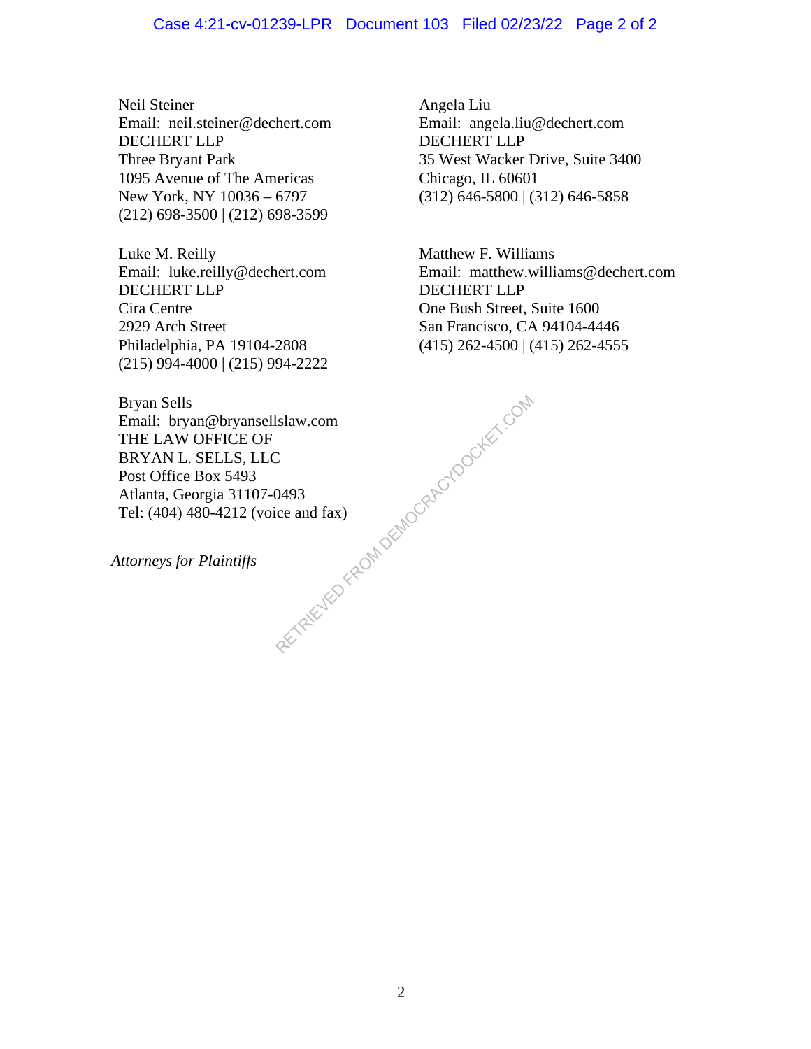Neil Steiner
Email: neil.steiner@dechert.com
DECHERT LLP
Three Bryant Park
1095 Avenue of The Americas
New York, NY 10036 – 6797
(212) 698-3500 | (212) 698-3599

Angela Liu
Email: angela.liu@dechert.com
DECHERT LLP
35 West Wacker Drive, Suite 3400
Chicago, IL 60601
(312) 646-5800 | (312) 646-5858

Luke M. Reilly
Email: luke.reilly@dechert.com
DECHERT LLP
Cira Centre
2929 Arch Street
Philadelphia, PA 19104-2808
(215) 994-4000 | (215) 994-2222

Matthew F. Williams
Email: matthew.williams@dechert.com
DECHERT LLP
One Bush Street, Suite 1600
San Francisco, CA 94104-4446
(415) 262-4500 | (415) 262-4555

Bryan Sells
Email: bryan@bryansellslaw.com
THE LAW OFFICE OF
BRYAN L. SELLS, LLC
Post Office Box 5493
Atlanta, Georgia 31107-0493
Tel: (404) 480-4212 (voice and fax)

*Attorneys for Plaintiffs*